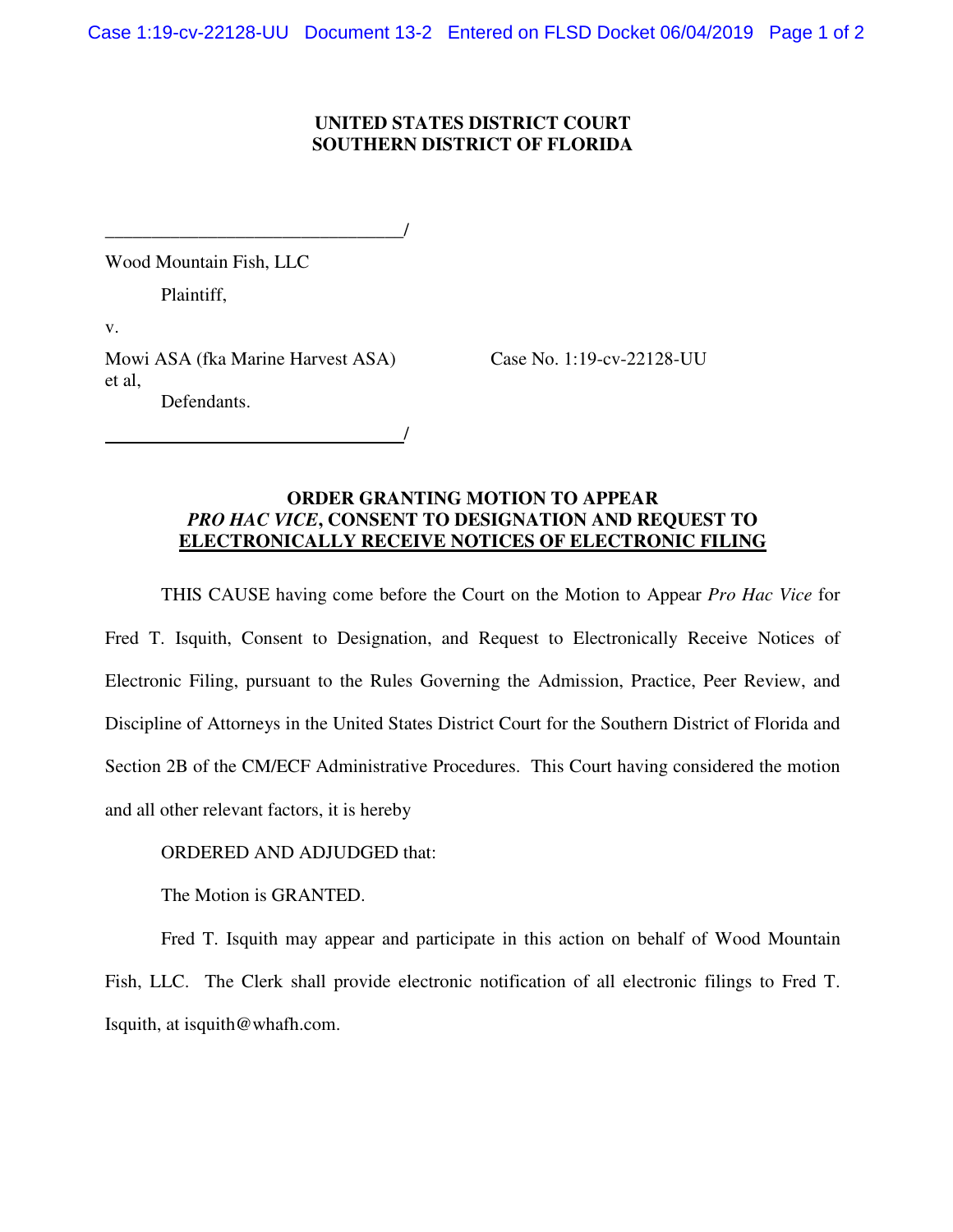**UNITED STATES DISTRICT COURT**
**SOUTHERN DISTRICT OF FLORIDA**

_______________________________/

Wood Mountain Fish, LLC

Plaintiff,

v.

Mowi ASA (fka Marine Harvest ASA) et al,

Defendants.

Case No. 1:19-cv-22128-UU

_______________________________/

**ORDER GRANTING MOTION TO APPEAR *PRO HAC VICE*, CONSENT TO DESIGNATION AND REQUEST TO ELECTRONICALLY RECEIVE NOTICES OF ELECTRONIC FILING**

THIS CAUSE having come before the Court on the Motion to Appear *Pro Hac Vice* for Fred T. Isquith, Consent to Designation, and Request to Electronically Receive Notices of Electronic Filing, pursuant to the Rules Governing the Admission, Practice, Peer Review, and Discipline of Attorneys in the United States District Court for the Southern District of Florida and Section 2B of the CM/ECF Administrative Procedures. This Court having considered the motion and all other relevant factors, it is hereby

ORDERED AND ADJUDGED that:

The Motion is GRANTED.

Fred T. Isquith may appear and participate in this action on behalf of Wood Mountain Fish, LLC. The Clerk shall provide electronic notification of all electronic filings to Fred T. Isquith, at isquith@whafh.com.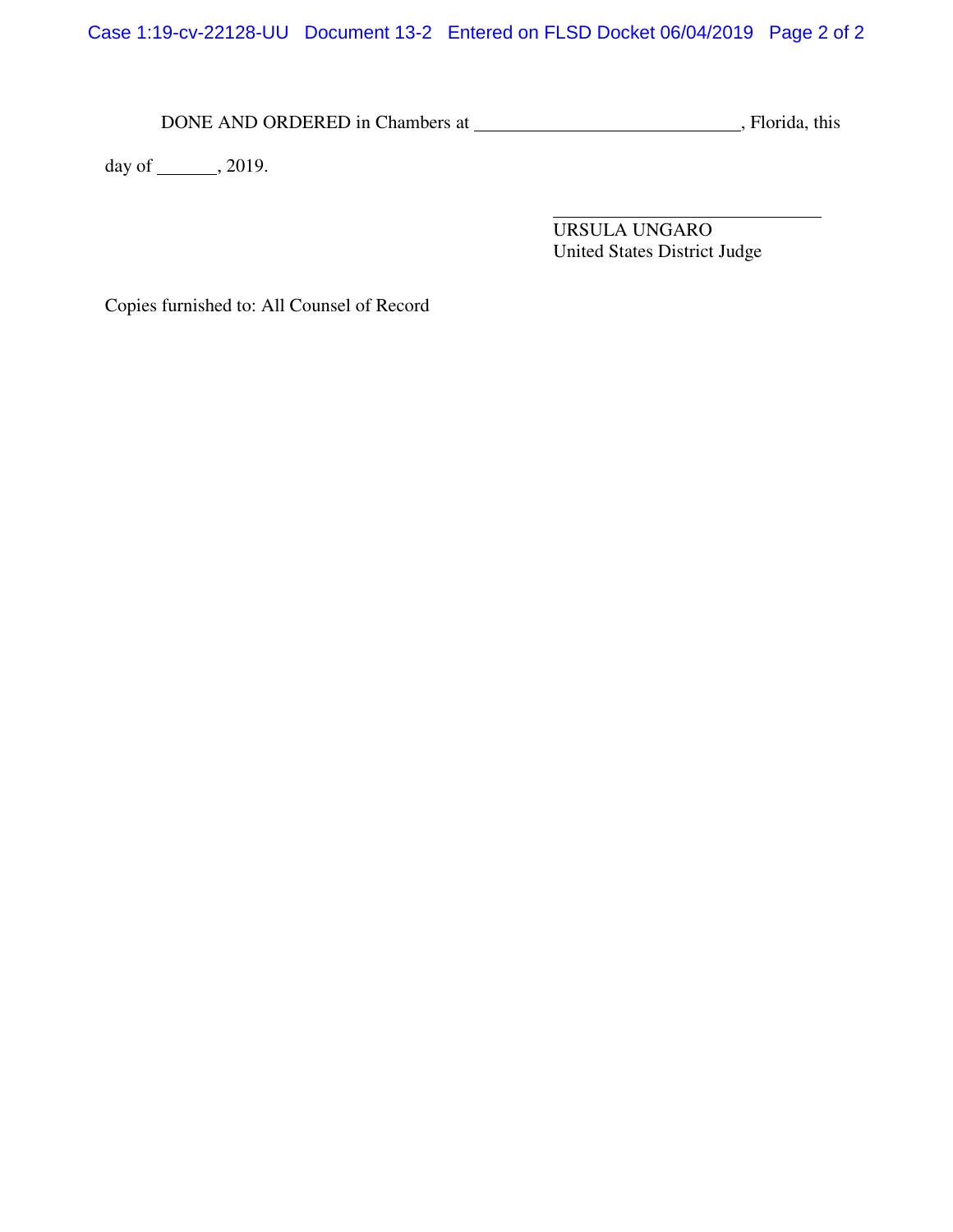DONE AND ORDERED in Chambers at ____________________________, Florida, this day of ______, 2019.

____________________________
URSULA UNGARO
United States District Judge

Copies furnished to: All Counsel of Record